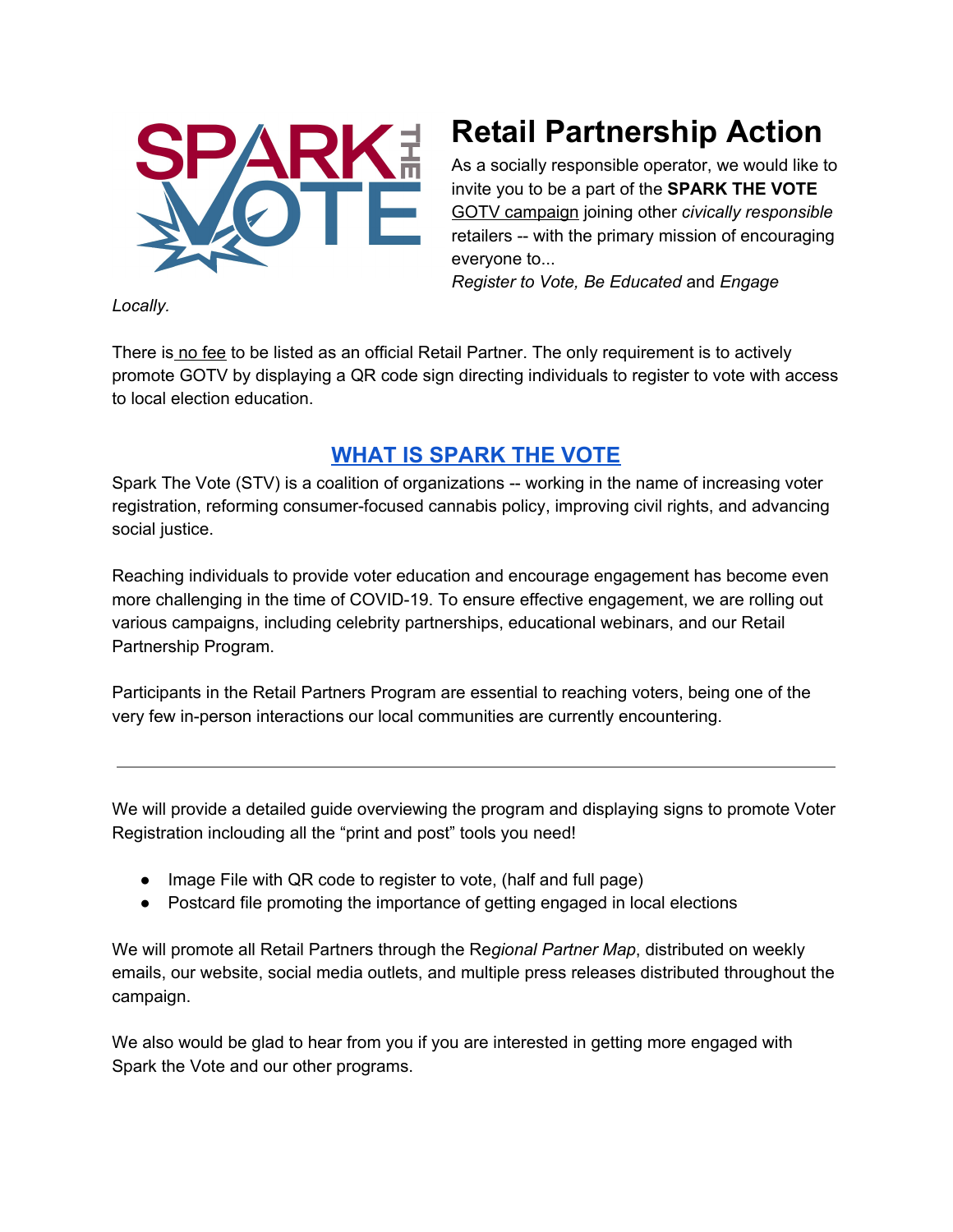# Retail Partnership Action

As a socially responsible operator, we would like to invite you to be a part of the **SPARK THE VOTE** GOTV campaign joining other *civically responsible* retailers -- with the primary mission of encouraging everyone to...
*Register to Vote, Be Educated* and *Engage Locally.*

There is no fee to be listed as an official Retail Partner. The only requirement is to actively promote GOTV by displaying a QR code sign directing individuals to register to vote with access to local election education.

## WHAT IS SPARK THE VOTE

Spark The Vote (STV) is a coalition of organizations -- working in the name of increasing voter registration, reforming consumer-focused cannabis policy, improving civil rights, and advancing social justice.

Reaching individuals to provide voter education and encourage engagement has become even more challenging in the time of COVID-19. To ensure effective engagement, we are rolling out various campaigns, including celebrity partnerships, educational webinars, and our Retail Partnership Program.

Participants in the Retail Partners Program are essential to reaching voters, being one of the very few in-person interactions our local communities are currently encountering.

---

We will provide a detailed guide overviewing the program and displaying signs to promote Voter Registration inclouding all the "print and post" tools you need!

- Image File with QR code to register to vote, (half and full page)
- Postcard file promoting the importance of getting engaged in local elections

We will promote all Retail Partners through the Re*gional Partner Map*, distributed on weekly emails, our website, social media outlets, and multiple press releases distributed throughout the campaign.

We also would be glad to hear from you if you are interested in getting more engaged with Spark the Vote and our other programs.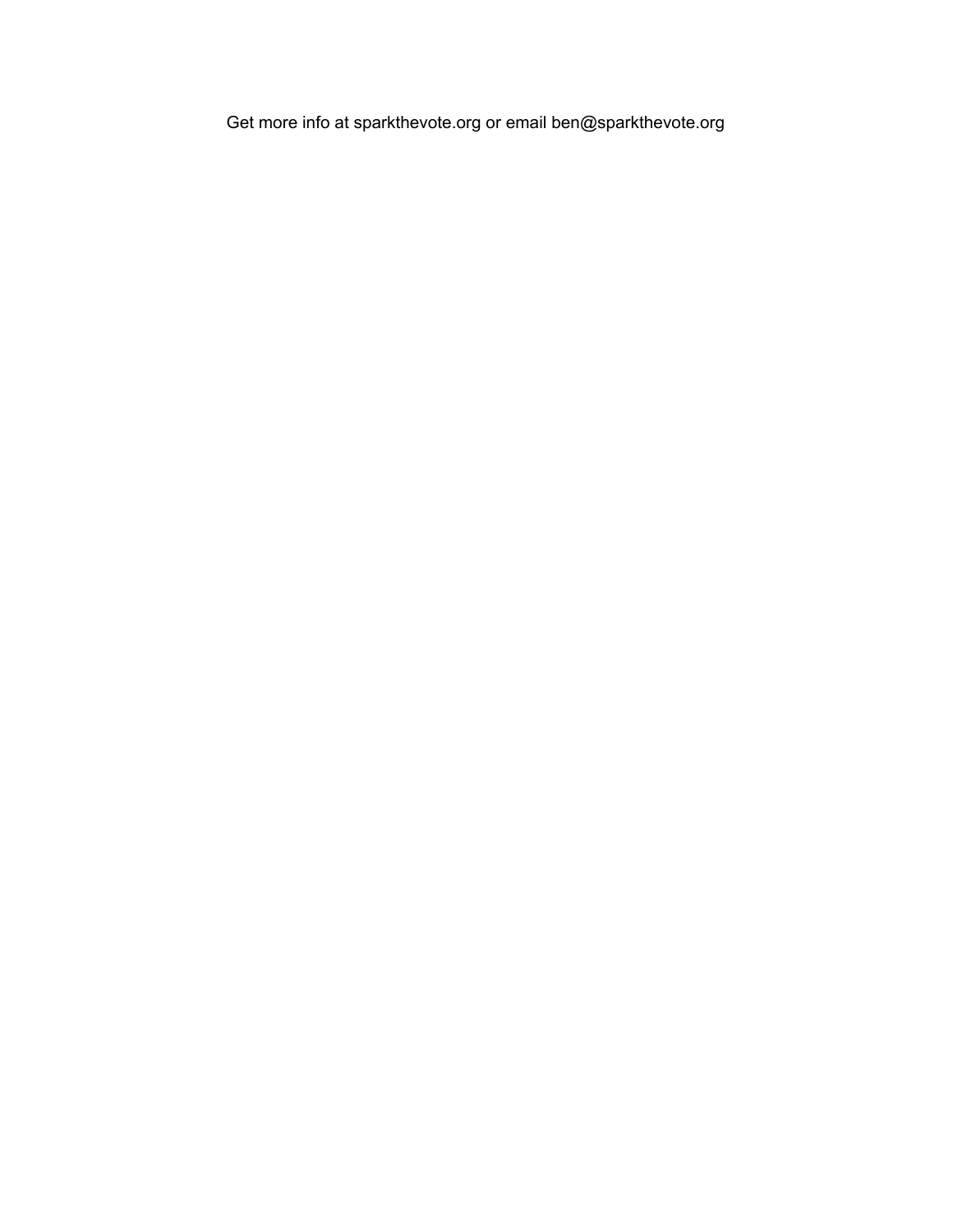Get more info at sparkthevote.org or email ben@sparkthevote.org